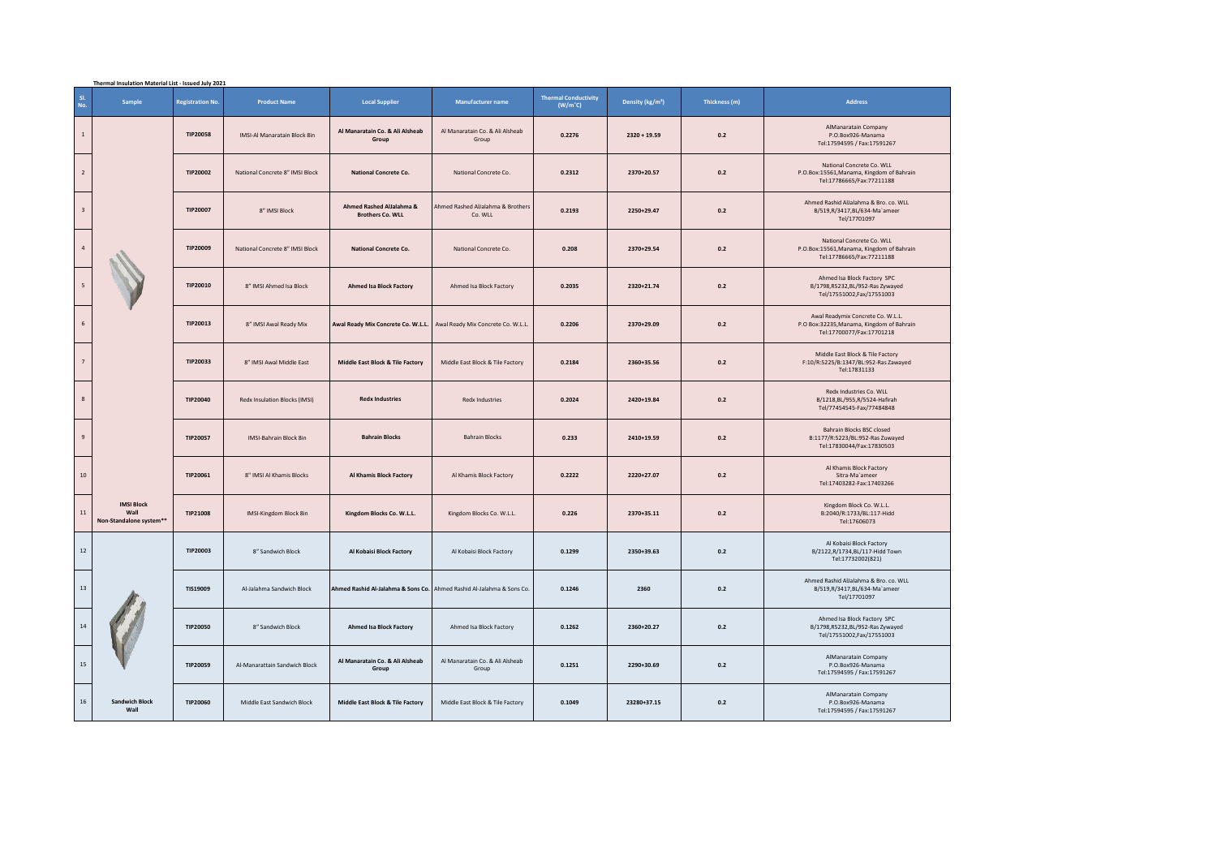**Thermal Insulation Material List - Issued July 2021**

| Sl. No. | Sample | Registration No. | Product Name | Local Supplier | Manufacturer name | Thermal Conductivity (W/m˚C) | Density (kg/m³) | Thickness (m) | Address |
|---|---|---|---|---|---|---|---|---|---|
| 1 | | TIP20058 | IMSI-Al Manaratain Block 8in | Al Manaratain Co. & Ali Alsheab Group | Al Manaratain Co. & Ali Alsheab Group | 0.2276 | 2320 + 19.59 | 0.2 | AlManaratain Company P.O.Box926-Manama Tel:17594595 / Fax:17591267 |
| 2 | | TIP20002 | National Concrete 8" IMSI Block | National Concrete Co. | National Concrete Co. | 0.2312 | 2370+20.57 | 0.2 | National Concrete Co. WLL P.O.Box:15561,Manama, Kingdom of Bahrain Tel:17786665/Fax:77211188 |
| 3 | | TIP20007 | 8" IMSI Block | Ahmed Rashed AlJalahma & Brothers Co. WLL | Ahmed Rashed AlJalahma & Brothers Co. WLL | 0.2193 | 2250+29.47 | 0.2 | Ahmed Rashid AlJalahma & Bro. co. WLL B/519,R/3417,BL/634-Ma`ameer Tel/17701097 |
| 4 | | TIP20009 | National Concrete 8" IMSI Block | National Concrete Co. | National Concrete Co. | 0.208 | 2370+29.54 | 0.2 | National Concrete Co. WLL P.O.Box:15561,Manama, Kingdom of Bahrain Tel:17786665/Fax:77211188 |
| 5 | | TIP20010 | 8" IMSI Ahmed Isa Block | Ahmed Isa Block Factory | Ahmed Isa Block Factory | 0.2035 | 2320+21.74 | 0.2 | Ahmed Isa Block Factory SPC B/1798,R5232,BL/952-Ras Zywayed Tel/17551002,Fax/17551003 |
| 6 | | TIP20013 | 8" IMSI Awal Ready Mix | Awal Ready Mix Concrete Co. W.L.L. | Awal Ready Mix Concrete Co. W.L.L. | 0.2206 | 2370+29.09 | 0.2 | Awal Readymix Concrete Co. W.L.L. P.O Box:32235,Manama, Kingdom of Bahrain Tel:17700077/Fax:17701218 |
| 7 | | TIP20033 | 8" IMSI Awal Middle East | Middle East Block & Tile Factory | Middle East Block & Tile Factory | 0.2184 | 2360+35.56 | 0.2 | Middle East Block & Tile Factory F:10/R:5225/B:1347/BL:952-Ras Zawayed Tel:17831133 |
| 8 | | TIP20040 | Redx Insulation Blocks (IMSI) | Redx Industries | Redx Industries | 0.2024 | 2420+19.84 | 0.2 | Redx Industries Co. WLL B/1218,BL/955,R/5524-Hafirah Tel/77454545-Fax/77484848 |
| 9 | | TIP20057 | IMSI-Bahrain Block 8in | Bahrain Blocks | Bahrain Blocks | 0.233 | 2410+19.59 | 0.2 | Bahrain Blocks BSC closed B:1177/R:5223/BL:952-Ras Zuwayed Tel:17830044/Fax:17830503 |
| 10 | | TIP20061 | 8" IMSI Al Khamis Blocks | Al Khamis Block Factory | Al Khamis Block Factory | 0.2222 | 2220+27.07 | 0.2 | Al Khamis Block Factory Sitra-Ma`ameer Tel:17403282-Fax:17403266 |
| 11 | IMSI Block Wall Non-Standalone system** | TIP21008 | IMSI-Kingdom Block 8in | Kingdom Blocks Co. W.L.L. | Kingdom Blocks Co. W.L.L. | 0.226 | 2370+35.11 | 0.2 | Kingdom Block Co. W.L.L. B:2040/R:1733/BL:117-Hidd Tel:17606073 |
| 12 | | TIP20003 | 8" Sandwich Block | Al Kobaisi Block Factory | Al Kobaisi Block Factory | 0.1299 | 2350+39.63 | 0.2 | Al Kobaisi Block Factory B/2122,R/1734,BL/117-Hidd Town Tel:17732002(821) |
| 13 | | TIS19009 | Al-Jalahma Sandwich Block | Ahmed Rashid Al-Jalahma & Sons Co. | Ahmed Rashid Al-Jalahma & Sons Co. | 0.1246 | 2360 | 0.2 | Ahmed Rashid AlJalahma & Bro. co. WLL B/519,R/3417,BL/634-Ma`ameer Tel/17701097 |
| 14 | | TIP20050 | 8" Sandwich Block | Ahmed Isa Block Factory | Ahmed Isa Block Factory | 0.1262 | 2360+20.27 | 0.2 | Ahmed Isa Block Factory SPC B/1798,R5232,BL/952-Ras Zywayed Tel/17551002,Fax/17551003 |
| 15 | | TIP20059 | Al-Manarattain Sandwich Block | Al Manaratain Co. & Ali Alsheab Group | Al Manaratain Co. & Ali Alsheab Group | 0.1251 | 2290+30.69 | 0.2 | AlManaratain Company P.O.Box926-Manama Tel:17594595 / Fax:17591267 |
| 16 | Sandwich Block Wall | TIP20060 | Middle East Sandwich Block | Middle East Block & Tile Factory | Middle East Block & Tile Factory | 0.1049 | 23280+37.15 | 0.2 | AlManaratain Company P.O.Box926-Manama Tel:17594595 / Fax:17591267 |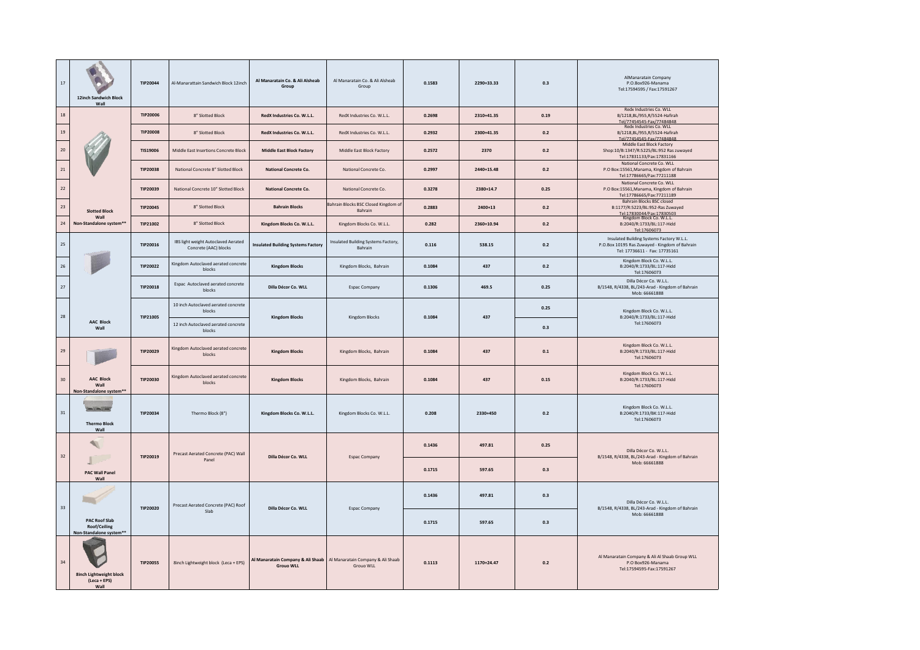| 17 | 12inch Sandwich Block Wall | TIP20044 | Al-Manarattain Sandwich Block 12inch | Al Manaratain Co. & Ali Alsheab Group | Al Manaratain Co. & Ali Alsheab Group | 0.1583 | 2290+33.33 | 0.3 | AlManaratain Company P.O.Box926-Manama Tel:17594595 / Fax:17591267 |
|---|---|---|---|---|---|---|---|---|---|
| 18 | Slotted Block Wall Non-Standalone system** | TIP20006 | 8" Slotted Block | RedX Industries Co. W.L.L. | RedX Industries Co. W.L.L. | 0.2698 | 2310+41.35 | 0.19 | Redx Industries Co. WLL B/1218,BL/955,R/5524-Hafirah Tel/77454545-Fax/77484848 |
| 19 | | TIP20008 | 8" Slotted Block | RedX Industries Co. W.L.L. | RedX Industries Co. W.L.L. | 0.2932 | 2300+41.35 | 0.2 | Redx Industries Co. WLL B/1218,BL/955,R/5524-Hafirah Tel/77454545-Fax/77484848 |
| 20 | | TIS19006 | Middle East Insertions Concrete Block | Middle East Block Factory | Middle East Block Factory | 0.2572 | 2370 | 0.2 | Middle East Block Factory Shop:10/B:1347/R:5225/BL:952 Ras zuwayed Tel:17831133/Fax:17831166 |
| 21 | | TIP20038 | National Concrete 8" Slotted Block | National Concrete Co. | National Concrete Co. | 0.2997 | 2440+15.48 | 0.2 | National Concrete Co. WLL P.O Box:15561,Manama, Kingdom of Bahrain Tel:17786665/Fax:77211188 |
| 22 | | TIP20039 | National Concrete 10" Slotted Block | National Concrete Co. | National Concrete Co. | 0.3278 | 2380+14.7 | 0.25 | National Concrete Co. WLL P.O Box:15561,Manama, Kingdom of Bahrain Tel:17786665/Fax:77211189 |
| 23 | | TIP20045 | 8" Slotted Block | Bahrain Blocks | Bahrain Blocks BSC Closed Kingdom of Bahrain | 0.2883 | 2400+13 | 0.2 | Bahrain Blocks BSC closed B:1177/R:5223/BL:952-Ras Zuwayed Tel:17830044/Fax:17830503 |
| 24 | | TIP21002 | 8" Slotted Block | Kingdom Blocks Co. W.L.L. | Kingdom Blocks Co. W.L.L. | 0.282 | 2360+10.94 | 0.2 | Kingdom Block Co. W.L.L. B:2040/R:1733/BL:117-Hidd Tel:17606073 |
| 25 | AAC Block Wall | TIP20016 | IBS light weight Autoclaved Aerated Concrete (AAC) blocks | Insulated Building Systems Factory | Insulated Building Systems Factory, Bahrain | 0.116 | 538.15 | 0.2 | Insulated Building Systems Factory W.L.L. P.O.Box 10195 Ras Zuwayed - Kingdom of Bahrain Tel: 17736611 - Fax: 17735161 |
| 26 | | TIP20022 | Kingdom Autoclaved aerated concrete blocks | Kingdom Blocks | Kingdom Blocks, Bahrain | 0.1084 | 437 | 0.2 | Kingdom Block Co. W.L.L. B:2040/R:1733/BL:117-Hidd Tel:17606073 |
| 27 | | TIP20018 | Espac Autoclaved aerated concrete blocks | Dilla Décor Co. WLL | Espac Company | 0.1306 | 469.5 | 0.25 | Dilla Décor Co. W.L.L. B/1548, R/4338, BL/243-Arad - Kingdom of Bahrain Mob: 66661888 |
| 28 | | TIP21005 | 10 inch Autoclaved aerated concrete blocks | Kingdom Blocks | Kingdom Blocks | 0.1084 | 437 | 0.25 | Kingdom Block Co. W.L.L. B:2040/R:1733/BL:117-Hidd Tel:17606073 |
| | | | 12 inch Autoclaved aerated concrete blocks | | | | | 0.3 | |
| 29 | AAC Block Wall Non-Standalone system** | TIP20029 | Kingdom Autoclaved aerated concrete blocks | Kingdom Blocks | Kingdom Blocks, Bahrain | 0.1084 | 437 | 0.1 | Kingdom Block Co. W.L.L. B:2040/R:1733/BL:117-Hidd Tel:17606073 |
| 30 | | TIP20030 | Kingdom Autoclaved aerated concrete blocks | Kingdom Blocks | Kingdom Blocks, Bahrain | 0.1084 | 437 | 0.15 | Kingdom Block Co. W.L.L. B:2040/R:1733/BL:117-Hidd Tel:17606073 |
| 31 | Thermo Block Wall | TIP20034 | Thermo Block (8") | Kingdom Blocks Co. W.L.L. | Kingdom Blocks Co. W.L.L. | 0.208 | 2330+450 | 0.2 | Kingdom Block Co. W.L.L. B:2040/R:1733/BK:117-Hidd Tel:17606073 |
| 32 | PAC Wall Panel Wall | TIP20019 | Precast Aerated Concrete (PAC) Wall Panel | Dilla Décor Co. WLL | Espac Company | 0.1436 | 497.81 | 0.25 | Dilla Décor Co. W.L.L. B/1548, R/4338, BL/243-Arad - Kingdom of Bahrain Mob: 66661888 |
| | | | | | | 0.1715 | 597.65 | 0.3 | |
| 33 | PAC Roof Slab Roof/Ceiling Non-Standalone system** | TIP20020 | Precast Aerated Concrete (PAC) Roof Slab | Dilla Décor Co. WLL | Espac Company | 0.1436 | 497.81 | 0.3 | Dilla Décor Co. W.L.L. B/1548, R/4338, BL/243-Arad - Kingdom of Bahrain Mob: 66661888 |
| | | | | | | 0.1715 | 597.65 | 0.3 | |
| 34 | 8inch Lightweight block (Leca + EPS) Wall | TIP20055 | 8inch Lightweight block (Leca + EPS) | Al Manaratain Company & Ali Shaab Group WLL | Al Manaratain Company & Ali Shaab Group WLL | 0.1113 | 1170+24.47 | 0.2 | Al Manaratain Company & Ali Al Shaab Group WLL P.O Box926-Manama Tel:17594595-Fax:17591267 |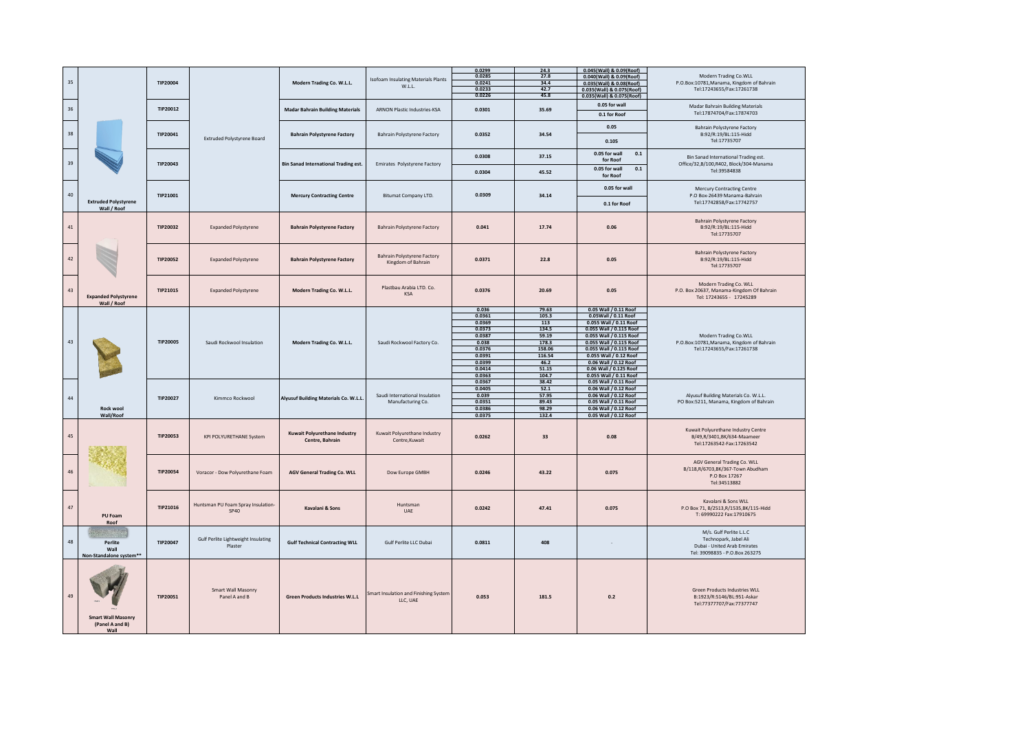| 35 | Extruded Polystyrene Wall / Roof | TIP20004 | Extruded Polystyrene Board | Modern Trading Co. W.L.L. | Isofoam Insulating Materials Plants W.L.L. | 0.0299<br>0.0285<br>0.0241<br>0.0233<br>0.0226 | 24.3<br>27.8<br>34.4<br>42.7<br>45.8 | 0.045(Wall) & 0.09(Roof)<br>0.040(Wall) & 0.09(Roof)<br>0.035(Wall) & 0.08(Roof)<br>0.035(Wall) & 0.075(Roof)<br>0.035(Wall) & 0.075(Roof) | Modern Trading Co.WLL<br>P.O.Box:10781,Manama, Kingdom of Bahrain<br>Tel:17243655/Fax:17261738 |
|---|---|---|---|---|---|---|---|---|---|
| 36 | | TIP20012 | | Madar Bahrain Building Materials | ARNON Plastic Industries-KSA | 0.0301 | 35.69 | 0.05 for wall<br>0.1 for Roof | Madar Bahrain Building Materials<br>Tel:17874704/Fax:17874703 |
| 38 | | TIP20041 | | Bahrain Polystyrene Factory | Bahrain Polystyrene Factory | 0.0352 | 34.54 | 0.05<br>0.105 | Bahrain Polystyrene Factory<br>B:92/R:19/BL:115-Hidd<br>Tel:17735707 |
| 39 | | TIP20043 | | Bin Sanad International Trading est. | Emirates Polystyrene Factory | 0.0308<br>0.0304 | 37.15<br>45.52 | 0.05 for wall 0.1 for Roof<br>0.05 for wall 0.1 for Roof | Bin Sanad International Trading est.<br>Office/32,B/100,R402, Block/304-Manama<br>Tel:39584838 |
| 40 | | TIP21001 | | Mercury Contracting Centre | Bitumat Company LTD. | 0.0309 | 34.14 | 0.05 for wall<br>0.1 for Roof | Mercury Contracting Centre<br>P.O Box-26439 Manama-Bahrain<br>Tel:17742858/Fax:17742757 |
| 41 | Expanded Polystyrene Wall / Roof | TIP20032 | Expanded Polystyrene | Bahrain Polystyrene Factory | Bahrain Polystyrene Factory | 0.041 | 17.74 | 0.06 | Bahrain Polystyrene Factory<br>B:92/R:19/BL:115-Hidd<br>Tel:17735707 |
| 42 | | TIP20052 | Expanded Polystyrene | Bahrain Polystyrene Factory | Bahrain Polystyrene Factory Kingdom of Bahrain | 0.0371 | 22.8 | 0.05 | Bahrain Polystyrene Factory<br>B:92/R:19/BL:115-Hidd<br>Tel:17735707 |
| 43 | | TIP21015 | Expanded Polystyrene | Modern Trading Co. W.L.L. | Plastbau Arabia LTD. Co. KSA | 0.0376 | 20.69 | 0.05 | Modern Trading Co. WLL<br>P.O. Box 20637, Manama-Kingdom Of Bahrain<br>Tel: 17243655 - 17245289 |
| 43 | Rock wool Wall/Roof | TIP20005 | Saudi Rockwool Insulation | Modern Trading Co. W.L.L. | Saudi Rockwool Factory Co. | 0.036<br>0.0361<br>0.0369<br>0.0373<br>0.0387<br>0.038<br>0.0376<br>0.0391<br>0.0399<br>0.0414<br>0.0363 | 79.63<br>105.3<br>113<br>134.5<br>59.19<br>178.3<br>158.06<br>116.54<br>46.2<br>51.15<br>104.7 | 0.05 Wall / 0.11 Roof<br>0.05Wall / 0.11 Roof<br>0.055 Wall / 0.11 Roof<br>0.055 Wall / 0.115 Roof<br>0.055 Wall / 0.115 Roof<br>0.055 Wall / 0.115 Roof<br>0.055 Wall / 0.115 Roof<br>0.055 Wall / 0.12 Roof<br>0.06 Wall / 0.12 Roof<br>0.06 Wall / 0.125 Roof<br>0.055 Wall / 0.11 Roof | Modern Trading Co.WLL<br>P.O.Box:10781,Manama, Kingdom of Bahrain<br>Tel:17243655/Fax:17261738 |
| 44 | | TIP20027 | Kimmco Rockwool | Alyusuf Building Materials Co. W.L.L. | Saudi International Insulation Manufacturing Co. | 0.0367<br>0.0405<br>0.039<br>0.0351<br>0.0386<br>0.0375 | 38.42<br>52.1<br>57.95<br>89.43<br>98.29<br>132.4 | 0.05 Wall / 0.11 Roof<br>0.06 Wall / 0.12 Roof<br>0.06 Wall / 0.12 Roof<br>0.05 Wall / 0.11 Roof<br>0.06 Wall / 0.12 Roof<br>0.05 Wall / 0.12 Roof | Alyusuf Building Materials Co. W.L.L.<br>PO Box:5211, Manama, Kingdom of Bahrain |
| 45 | PU Foam Roof | TIP20053 | KPI POLYURETHANE System | Kuwait Polyurethane Industry Centre, Bahrain | Kuwait Polyurethane Industry Centre,Kuwait | 0.0262 | 33 | 0.08 | Kuwait Polyurethane Industry Centre<br>B/49,R/3401,BK/634-Maameer<br>Tel:17263542-Fax:17263542 |
| 46 | | TIP20054 | Voracor - Dow Polyurethane Foam | AGV General Trading Co. WLL | Dow Europe GMBH | 0.0246 | 43.22 | 0.075 | AGV General Trading Co. WLL<br>B/118,R/6703,BK/367-Town Abudham<br>P.O Box 17267<br>Tel:34513882 |
| 47 | | TIP21016 | Huntsman PU Foam Spray Insulation-SP40 | Kavalani & Sons | Huntsman UAE | 0.0242 | 47.41 | 0.075 | Kavalani & Sons WLL<br>P.O Box 71, B/2513,R/1535,BK/115-Hidd<br>T: 69990222 Fax:17910675 |
| 48 | Perlite Wall Non-Standalone system** | TIP20047 | Gulf Perlite Lightweight Insulating Plaster | Gulf Technical Contracting WLL | Gulf Perlite LLC Dubai | 0.0811 | 408 | - | M/s. Gulf Perlite L.L.C<br>Technopark, Jabel Ali<br>Dubai - United Arab Emirates<br>Tel: 39098835 - P.O.Box 263275 |
| 49 | Smart Wall Masonry (Panel A and B) Wall | TIP20051 | Smart Wall Masonry Panel A and B | Green Products Industries W.L.L | Smart Insulation and Finishing System LLC, UAE | 0.053 | 181.5 | 0.2 | Green Products Industries WLL<br>B:1923/R:5146/BL:951-Askar<br>Tel:77377707/Fax:77377747 |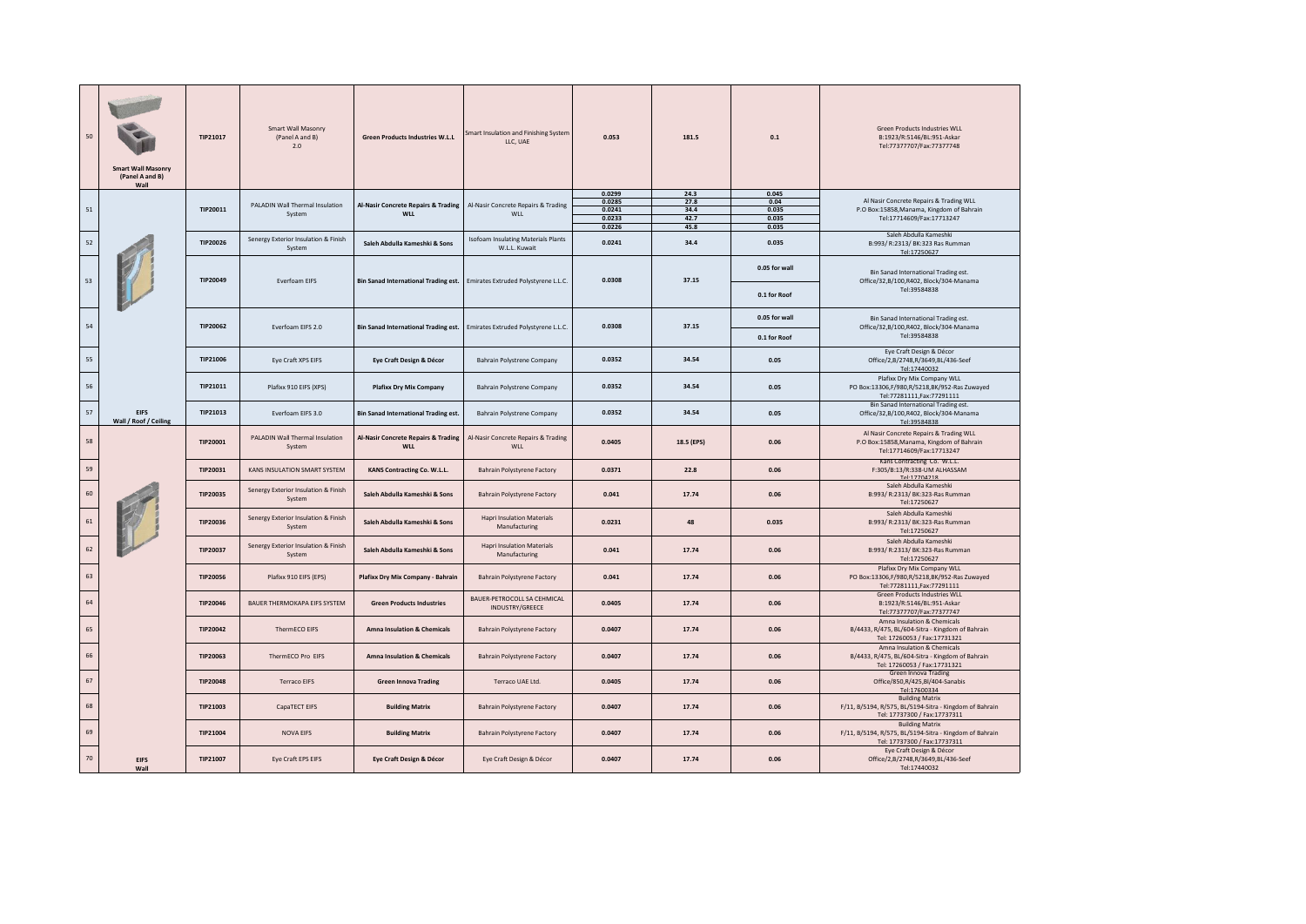| 50 | Smart Wall Masonry (Panel A and B) Wall | TIP21017 | Smart Wall Masonry (Panel A and B) 2.0 | **Green Products Industries W.L.L** | Smart Insulation and Finishing System LLC, UAE | **0.053** | **181.5** | **0.1** | Green Products Industries WLL B:1923/R:5146/BL:951-Askar Tel:77377707/Fax:77377748 |
|---|---|---|---|---|---|---|---|---|---|
| 51 | | **TIP20011** | PALADIN Wall Thermal Insulation System | **Al-Nasir Concrete Repairs & Trading WLL** | Al-Nasir Concrete Repairs & Trading WLL | **0.0299**<br>**0.0285**<br>**0.0241**<br>**0.0233**<br>**0.0226** | **24.3**<br>**27.8**<br>**34.4**<br>**42.7**<br>**45.8** | **0.045**<br>**0.04**<br>**0.035**<br>**0.035**<br>**0.035** | Al Nasir Concrete Repairs & Trading WLL P.O Box:15858,Manama, Kingdom of Bahrain Tel:17714609/Fax:17713247 |
| 52 | | **TIP20026** | Senergy Exterior Insulation & Finish System | **Saleh Abdulla Kameshki & Sons** | Isofoam Insulating Materials Plants W.L.L. Kuwait | **0.0241** | **34.4** | **0.035** | Saleh Abdulla Kameshki B:993/ R:2313/ BK:323 Ras Rumman Tel:17250627 |
| 53 | | **TIP20049** | Everfoam EIFS | **Bin Sanad International Trading est.** | Emirates Extruded Polystyrene L.L.C. | **0.0308** | **37.15** | **0.05 for wall**<br>**0.1 for Roof** | Bin Sanad International Trading est. Office/32,B/100,R402, Block/304-Manama Tel:39584838 |
| 54 | | **TIP20062** | Everfoam EIFS 2.0 | **Bin Sanad International Trading est.** | Emirates Extruded Polystyrene L.L.C. | **0.0308** | **37.15** | **0.05 for wall**<br>**0.1 for Roof** | Bin Sanad International Trading est. Office/32,B/100,R402, Block/304-Manama Tel:39584838 |
| 55 | | **TIP21006** | Eye Craft XPS EIFS | **Eye Craft Design & Décor** | Bahrain Polystrene Company | **0.0352** | **34.54** | **0.05** | Eye Craft Design & Décor Office/2,B/2748,R/3649,BL/436-Seef Tel:17440032 |
| 56 | | **TIP21011** | Plafixx 910 EIFS (XPS) | **Plafixx Dry Mix Company** | Bahrain Polystrene Company | **0.0352** | **34.54** | **0.05** | Plafixx Dry Mix Company WLL PO Box:13306,F/980,R/5218,BK/952-Ras Zuwayed Tel:77281111,Fax:77291111 |
| 57 | **EIFS Wall / Roof / Ceiling** | **TIP21013** | Everfoam EIFS 3.0 | **Bin Sanad International Trading est.** | Bahrain Polystrene Company | **0.0352** | **34.54** | **0.05** | Bin Sanad International Trading est. Office/32,B/100,R402, Block/304-Manama Tel:39584838 |
| 58 | | **TIP20001** | PALADIN Wall Thermal Insulation System | **Al-Nasir Concrete Repairs & Trading WLL** | Al-Nasir Concrete Repairs & Trading WLL | **0.0405** | **18.5 (EPS)** | **0.06** | Al Nasir Concrete Repairs & Trading WLL P.O Box:15858,Manama, Kingdom of Bahrain Tel:17714609/Fax:17713247 |
| 59 | | **TIP20031** | KANS INSULATION SMART SYSTEM | **KANS Contracting Co. W.L.L.** | Bahrain Polystyrene Factory | **0.0371** | **22.8** | **0.06** | Kans Contracting Co. W.L.L. F:305/B:13/R:338-UM ALHASSAM Tel:17704218 |
| 60 | | **TIP20035** | Senergy Exterior Insulation & Finish System | **Saleh Abdulla Kameshki & Sons** | Bahrain Polystyrene Factory | **0.041** | **17.74** | **0.06** | Saleh Abdulla Kameshki B:993/ R:2313/ BK:323-Ras Rumman Tel:17250627 |
| 61 | | **TIP20036** | Senergy Exterior Insulation & Finish System | **Saleh Abdulla Kameshki & Sons** | Hapri Insulation Materials Manufacturing | **0.0231** | **48** | **0.035** | Saleh Abdulla Kameshki B:993/ R:2313/ BK:323-Ras Rumman Tel:17250627 |
| 62 | | **TIP20037** | Senergy Exterior Insulation & Finish System | **Saleh Abdulla Kameshki & Sons** | Hapri Insulation Materials Manufacturing | **0.041** | **17.74** | **0.06** | Saleh Abdulla Kameshki B:993/ R:2313/ BK:323-Ras Rumman Tel:17250627 |
| 63 | | **TIP20056** | Plafixx 910 EIFS (EPS) | **Plafixx Dry Mix Company - Bahrain** | Bahrain Polystyrene Factory | **0.041** | **17.74** | **0.06** | Plafixx Dry Mix Company WLL PO Box:13306,F/980,R/5218,BK/952-Ras Zuwayed Tel:77281111,Fax:77291111 |
| 64 | | **TIP20046** | BAUER THERMOKAPA EIFS SYSTEM | **Green Products Industries** | BAUER-PETROCOLL SA CEHMICAL INDUSTRY/GREECE | **0.0405** | **17.74** | **0.06** | Green Products Industries WLL B:1923/R:5146/BL:951-Askar Tel:77377707/Fax:77377747 |
| 65 | | **TIP20042** | ThermECO EIFS | **Amna Insulation & Chemicals** | Bahrain Polystyrene Factory | **0.0407** | **17.74** | **0.06** | Amna Insulation & Chemicals B/4433, R/475, BL/604-Sitra - Kingdom of Bahrain Tel: 17260053 / Fax:17731321 |
| 66 | | **TIP20063** | ThermECO Pro EIFS | **Amna Insulation & Chemicals** | Bahrain Polystyrene Factory | **0.0407** | **17.74** | **0.06** | Amna Insulation & Chemicals B/4433, R/475, BL/604-Sitra - Kingdom of Bahrain Tel: 17260053 / Fax:17731321 |
| 67 | | **TIP20048** | Terraco EIFS | **Green Innova Trading** | Terraco UAE Ltd. | **0.0405** | **17.74** | **0.06** | Green Innova Trading Office/850,R/425,Bl/404-Sanabis Tel:17600334 |
| 68 | | **TIP21003** | CapaTECT EIFS | **Building Matrix** | Bahrain Polystyrene Factory | **0.0407** | **17.74** | **0.06** | Building Matrix F/11, B/5194, R/575, BL/5194-Sitra - Kingdom of Bahrain Tel: 17737300 / Fax:17737311 |
| 69 | | **TIP21004** | NOVA EIFS | **Building Matrix** | Bahrain Polystyrene Factory | **0.0407** | **17.74** | **0.06** | Building Matrix F/11, B/5194, R/575, BL/5194-Sitra - Kingdom of Bahrain Tel: 17737300 / Fax:17737311 |
| 70 | **EIFS Wall** | **TIP21007** | Eye Craft EPS EIFS | **Eye Craft Design & Décor** | Eye Craft Design & Décor | **0.0407** | **17.74** | **0.06** | Eye Craft Design & Décor Office/2,B/2748,R/3649,BL/436-Seef Tel:17440032 |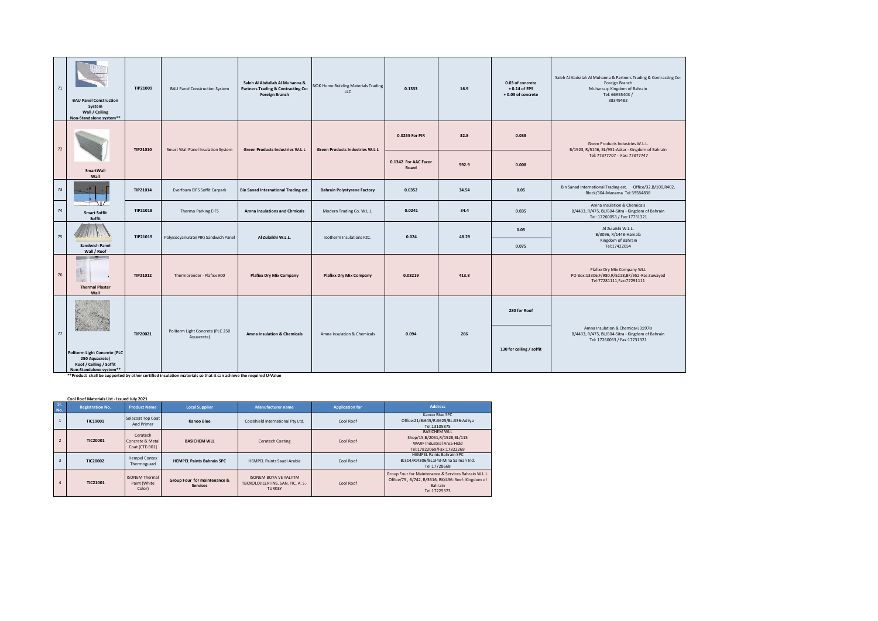| | | | | | | | | | |
|---|---|---|---|---|---|---|---|---|---|
| 71 | BAU Panel Construction System Wall / Ceiling Non-Standalone system** | TIP21009 | BAU Panel Construction System | Saleh Al Abdullah Al Muhanna & Partners Trading & Contracting Co-Foreign Branch | NOK Home Building Materials Trading LLC | 0.1333 | 16.9 | 0.03 of concrete + 0.14 of EPS + 0.03 of concrete | Saleh Al Abdullah Al Muhanna & Partners Trading & Contracting Co-Foreign Branch Muharraq- Kingdom of Bahrain Tel: 66955403 / 38349482 |
| 72 | SmartWall Wall | TIP21010 | Smart Wall Panel Insulation System | Green Products Industries W.L.L | Green Products Industries W.L.L | 0.0255 For PIR | 32.8 | 0.038 | Green Products Industries W.L.L. B/1923, R/5146, BL/951-Askar - Kingdom of Bahrain Tel: 77377707 - Fax: 77377747 |
| | | | | | | 0.1342 For AAC Facer Board | 592.9 | 0.008 | |
| 73 | Smart Soffit Soffit | TIP21014 | Everfoam EIFS Soffit Carpark | Bin Sanad International Trading est. | Bahrain Polystyrene Factory | 0.0352 | 34.54 | 0.05 | Bin Sanad International Trading est. Office/32,B/100,R402, Block/304-Manama Tel:39584838 |
| 74 | | TIP21018 | Thermo Parking EIFS | Amna Insulations and Chmicals | Modern Trading Co. W.L.L. | 0.0241 | 34.4 | 0.035 | Amna Insulation & Chemicals B/4433, R/475, BL/604-Sitra - Kingdom of Bahrain Tel: 17260053 / Fax:17731321 |
| 75 | Sandwich Panel Wall / Roof | TIP21019 | Polyisocyanurate(PIR) Sandwich Panel | Al Zulaikhi W.L.L. | Isotherm Insulations FZC. | 0.024 | 48.29 | 0.05 | Al Zulaikhi W.L.L. B/3096, R/1448-Hamala Kingdom of Bahrain Tel:17422054 |
| | | | | | | | | 0.075 | |
| 76 | Thermal Plaster Wall | TIP21012 | Thermorender - Plafixx 900 | Plafixx Dry Mix Company | Plafixx Dry Mix Company | 0.08219 | 413.8 | | Plafixx Dry Mix Company WLL PO Box:13306,F/980,R/5218,BK/952-Ras Zuwayed Tel:77281111,Fax:77291111 |
| 77 | Politerm Light Concrete (PLC 250 Aquacrete) Roof / Ceiling / Soffit Non-Standalone system** | TIP20021 | Politerm Light Concrete (PLC 250 Aquacrete) | Amna Insulation & Chemicals | Amna Insulation & Chemicals | 0.094 | 266 | 280 for Roof | Amna Insulation & Chemica+J3:J97ls B/4433, R/475, BL/604-Sitra - Kingdom of Bahrain Tel: 17260053 / Fax:17731321 |
| | | | | | | | | 130 for ceiling / soffit | |

**Product shall be supported by other certified insulation materials so that it can achieve the required U-Value

**Cool Roof Materials List - Issued July 2021**

| Sl. No. | Registration No. | Product Name | Local Supplier | Manufacturer name | Application for | Address |
|---|---|---|---|---|---|---|
| 1 | TIC19001 | Solacoat Top Coat And Primer | Kanoo Blue | Coolshield International Pty Ltd. | Cool Roof | Kanoo Blue SPC Office:21/B:645/R:3625/BL:336-Adliya Tel:13105875 |
| 2 | TIC20001 | Ceratech Concrete & Metal Coat [CTE-901] | BASICHEM WLL | Ceratech Coating | Cool Roof | BASICHEM WLL Shop/15,B/2051,R/1528,BL/115 WARF Industrial Area-Hidd Tel:17822069/Fax:17822269 |
| 3 | TIC20002 | Hempel Contex Thermoguard | HEMPEL Paints Bahrain SPC | HEMPEL Paints Saudi Arabia | Cool Roof | HEMPEL Paints Bahrain SPC B:314/R:4306/BL:343-Mina Salman Ind. Tel:17728668 |
| 4 | TIC21001 | ISONEM Thermal Paint (White Color) | Group Four for maintenance & Services | ISONEM BOYA VE YALITIM TEKNOLOJILERI INS. SAN. TIC. A. S.- TURKEY | Cool Roof | Group Four for Maintenance & Services Bahrain W.L.L. Office/75 , B/742, R/3616, BK/436- Seef- Kingdom of Bahrain Tel:17225373 |